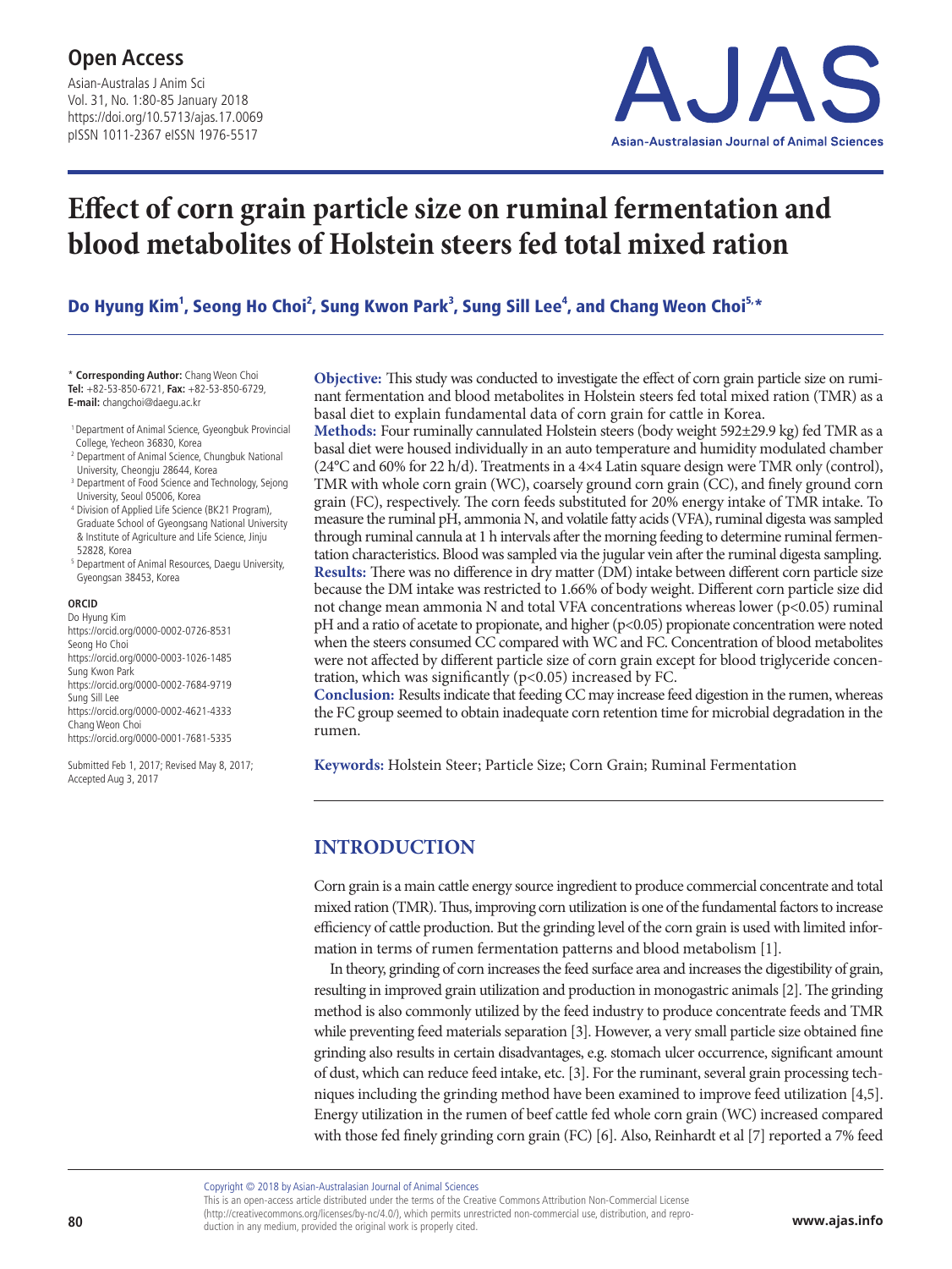# Effect of corn grain particle size on ruminal fermentation and blood metabolites of Holstein steers fed total mixed ration

**Do Hyung Kim[1], Seong Ho Choi[2], Sung Kwon Park[3], Sung Sill Lee[4], and Chang Weon Choi[5,*]**

\* **Corresponding Author:** Chang Weon Choi
**Tel:** +82-53-850-6721, **Fax:** +82-53-850-6729,
**E-mail:** changchoi@daegu.ac.kr

[1] Department of Animal Science, Gyeongbuk Provincial College, Yecheon 36830, Korea
[2] Department of Animal Science, Chungbuk National University, Cheongju 28644, Korea
[3] Department of Food Science and Technology, Sejong University, Seoul 05006, Korea
[4] Division of Applied Life Science (BK21 Program), Graduate School of Gyeongsang National University & Institute of Agriculture and Life Science, Jinju 52828, Korea
[5] Department of Animal Resources, Daegu University, Gyeongsan 38453, Korea

**ORCID**
Do Hyung Kim
https://orcid.org/0000-0002-0726-8531
Seong Ho Choi
https://orcid.org/0000-0003-1026-1485
Sung Kwon Park
https://orcid.org/0000-0002-7684-9719
Sung Sill Lee
https://orcid.org/0000-0002-4621-4333
Chang Weon Choi
https://orcid.org/0000-0001-7681-5335

Submitted Feb 1, 2017; Revised May 8, 2017; Accepted Aug 3, 2017

**Objective:** This study was conducted to investigate the effect of corn grain particle size on ruminant fermentation and blood metabolites in Holstein steers fed total mixed ration (TMR) as a basal diet to explain fundamental data of corn grain for cattle in Korea.

**Methods:** Four ruminally cannulated Holstein steers (body weight 592±29.9 kg) fed TMR as a basal diet were housed individually in an auto temperature and humidity modulated chamber (24°C and 60% for 22 h/d). Treatments in a 4×4 Latin square design were TMR only (control), TMR with whole corn grain (WC), coarsely ground corn grain (CC), and finely ground corn grain (FC), respectively. The corn feeds substituted for 20% energy intake of TMR intake. To measure the ruminal pH, ammonia N, and volatile fatty acids (VFA), ruminal digesta was sampled through ruminal cannula at 1 h intervals after the morning feeding to determine ruminal fermentation characteristics. Blood was sampled via the jugular vein after the ruminal digesta sampling.

**Results:** There was no difference in dry matter (DM) intake between different corn particle size because the DM intake was restricted to 1.66% of body weight. Different corn particle size did not change mean ammonia N and total VFA concentrations whereas lower ($p<0.05$) ruminal pH and a ratio of acetate to propionate, and higher ($p<0.05$) propionate concentration were noted when the steers consumed CC compared with WC and FC. Concentration of blood metabolites were not affected by different particle size of corn grain except for blood triglyceride concentration, which was significantly ($p<0.05$) increased by FC.

**Conclusion:** Results indicate that feeding CC may increase feed digestion in the rumen, whereas the FC group seemed to obtain inadequate corn retention time for microbial degradation in the rumen.

**Keywords:** Holstein Steer; Particle Size; Corn Grain; Ruminal Fermentation

## INTRODUCTION

Corn grain is a main cattle energy source ingredient to produce commercial concentrate and total mixed ration (TMR). Thus, improving corn utilization is one of the fundamental factors to increase efficiency of cattle production. But the grinding level of the corn grain is used with limited information in terms of rumen fermentation patterns and blood metabolism [1].

In theory, grinding of corn increases the feed surface area and increases the digestibility of grain, resulting in improved grain utilization and production in monogastric animals [2]. The grinding method is also commonly utilized by the feed industry to produce concentrate feeds and TMR while preventing feed materials separation [3]. However, a very small particle size obtained fine grinding also results in certain disadvantages, e.g. stomach ulcer occurrence, significant amount of dust, which can reduce feed intake, etc. [3]. For the ruminant, several grain processing techniques including the grinding method have been examined to improve feed utilization [4,5]. Energy utilization in the rumen of beef cattle fed whole corn grain (WC) increased compared with those fed finely grinding corn grain (FC) [6]. Also, Reinhardt et al [7] reported a 7% feed

Copyright © 2018 by Asian-Australasian Journal of Animal Sciences
This is an open-access article distributed under the terms of the Creative Commons Attribution Non-Commercial License (http://creativecommons.org/licenses/by-nc/4.0/), which permits unrestricted non-commercial use, distribution, and reproduction in any medium, provided the original work is properly cited.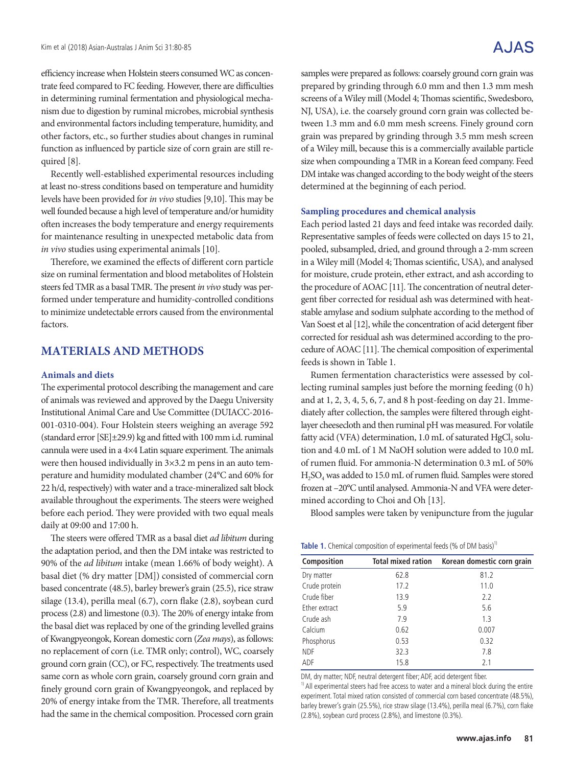efficiency increase when Holstein steers consumed WC as concentrate feed compared to FC feeding. However, there are difficulties in determining ruminal fermentation and physiological mechanism due to digestion by ruminal microbes, microbial synthesis and environmental factors including temperature, humidity, and other factors, etc., so further studies about changes in ruminal function as influenced by particle size of corn grain are still required [8].

Recently well-established experimental resources including at least no-stress conditions based on temperature and humidity levels have been provided for *in vivo* studies [9,10]. This may be well founded because a high level of temperature and/or humidity often increases the body temperature and energy requirements for maintenance resulting in unexpected metabolic data from *in vivo* studies using experimental animals [10].

Therefore, we examined the effects of different corn particle size on ruminal fermentation and blood metabolites of Holstein steers fed TMR as a basal TMR. The present *in vivo* study was performed under temperature and humidity-controlled conditions to minimize undetectable errors caused from the environmental factors.

## MATERIALS AND METHODS

### Animals and diets

The experimental protocol describing the management and care of animals was reviewed and approved by the Daegu University Institutional Animal Care and Use Committee (DUIACC-2016-001-0310-004). Four Holstein steers weighing an average 592 (standard error [SE]±29.9) kg and fitted with 100 mm i.d. ruminal cannula were used in a 4×4 Latin square experiment. The animals were then housed individually in 3×3.2 m pens in an auto temperature and humidity modulated chamber (24°C and 60% for 22 h/d, respectively) with water and a trace-mineralized salt block available throughout the experiments. The steers were weighed before each period. They were provided with two equal meals daily at 09:00 and 17:00 h.

The steers were offered TMR as a basal diet *ad libitum* during the adaptation period, and then the DM intake was restricted to 90% of the *ad libitum* intake (mean 1.66% of body weight). A basal diet (% dry matter [DM]) consisted of commercial corn based concentrate (48.5), barley brewer's grain (25.5), rice straw silage (13.4), perilla meal (6.7), corn flake (2.8), soybean curd process (2.8) and limestone (0.3). The 20% of energy intake from the basal diet was replaced by one of the grinding levelled grains of Kwangpyeongok, Korean domestic corn (*Zea mays*), as follows: no replacement of corn (i.e. TMR only; control), WC, coarsely ground corn grain (CC), or FC, respectively. The treatments used same corn as whole corn grain, coarsely ground corn grain and finely ground corn grain of Kwangpyeongok, and replaced by 20% of energy intake from the TMR. Therefore, all treatments had the same in the chemical composition. Processed corn grain samples were prepared as follows: coarsely ground corn grain was prepared by grinding through 6.0 mm and then 1.3 mm mesh screens of a Wiley mill (Model 4; Thomas scientific, Swedesboro, NJ, USA), i.e. the coarsely ground corn grain was collected between 1.3 mm and 6.0 mm mesh screens. Finely ground corn grain was prepared by grinding through 3.5 mm mesh screen of a Wiley mill, because this is a commercially available particle size when compounding a TMR in a Korean feed company. Feed DM intake was changed according to the body weight of the steers determined at the beginning of each period.

### Sampling procedures and chemical analysis

Each period lasted 21 days and feed intake was recorded daily. Representative samples of feeds were collected on days 15 to 21, pooled, subsampled, dried, and ground through a 2-mm screen in a Wiley mill (Model 4; Thomas scientific, USA), and analysed for moisture, crude protein, ether extract, and ash according to the procedure of AOAC [11]. The concentration of neutral detergent fiber corrected for residual ash was determined with heat-stable amylase and sodium sulphate according to the method of Van Soest et al [12], while the concentration of acid detergent fiber corrected for residual ash was determined according to the procedure of AOAC [11]. The chemical composition of experimental feeds is shown in Table 1.

Rumen fermentation characteristics were assessed by collecting ruminal samples just before the morning feeding (0 h) and at 1, 2, 3, 4, 5, 6, 7, and 8 h post-feeding on day 21. Immediately after collection, the samples were filtered through eight-layer cheesecloth and then ruminal pH was measured. For volatile fatty acid (VFA) determination, 1.0 mL of saturated $HgCl_2$ solution and 4.0 mL of 1 M NaOH solution were added to 10.0 mL of rumen fluid. For ammonia-N determination 0.3 mL of 50% $H_2SO_4$ was added to 15.0 mL of rumen fluid. Samples were stored frozen at –20°C until analysed. Ammonia-N and VFA were determined according to Choi and Oh [13].

Blood samples were taken by venipuncture from the jugular

**Table 1.** Chemical composition of experimental feeds (% of DM basis)[1)]

| Composition | Total mixed ration | Korean domestic corn grain |
|---|---|---|
| Dry matter | 62.8 | 81.2 |
| Crude protein | 17.2 | 11.0 |
| Crude fiber | 13.9 | 2.2 |
| Ether extract | 5.9 | 5.6 |
| Crude ash | 7.9 | 1.3 |
| Calcium | 0.62 | 0.007 |
| Phosphorus | 0.53 | 0.32 |
| NDF | 32.3 | 7.8 |
| ADF | 15.8 | 2.1 |

DM, dry matter; NDF, neutral detergent fiber; ADF, acid detergent fiber.

[1)] All experimental steers had free access to water and a mineral block during the entire experiment. Total mixed ration consisted of commercial corn based concentrate (48.5%), barley brewer's grain (25.5%), rice straw silage (13.4%), perilla meal (6.7%), corn flake (2.8%), soybean curd process (2.8%), and limestone (0.3%).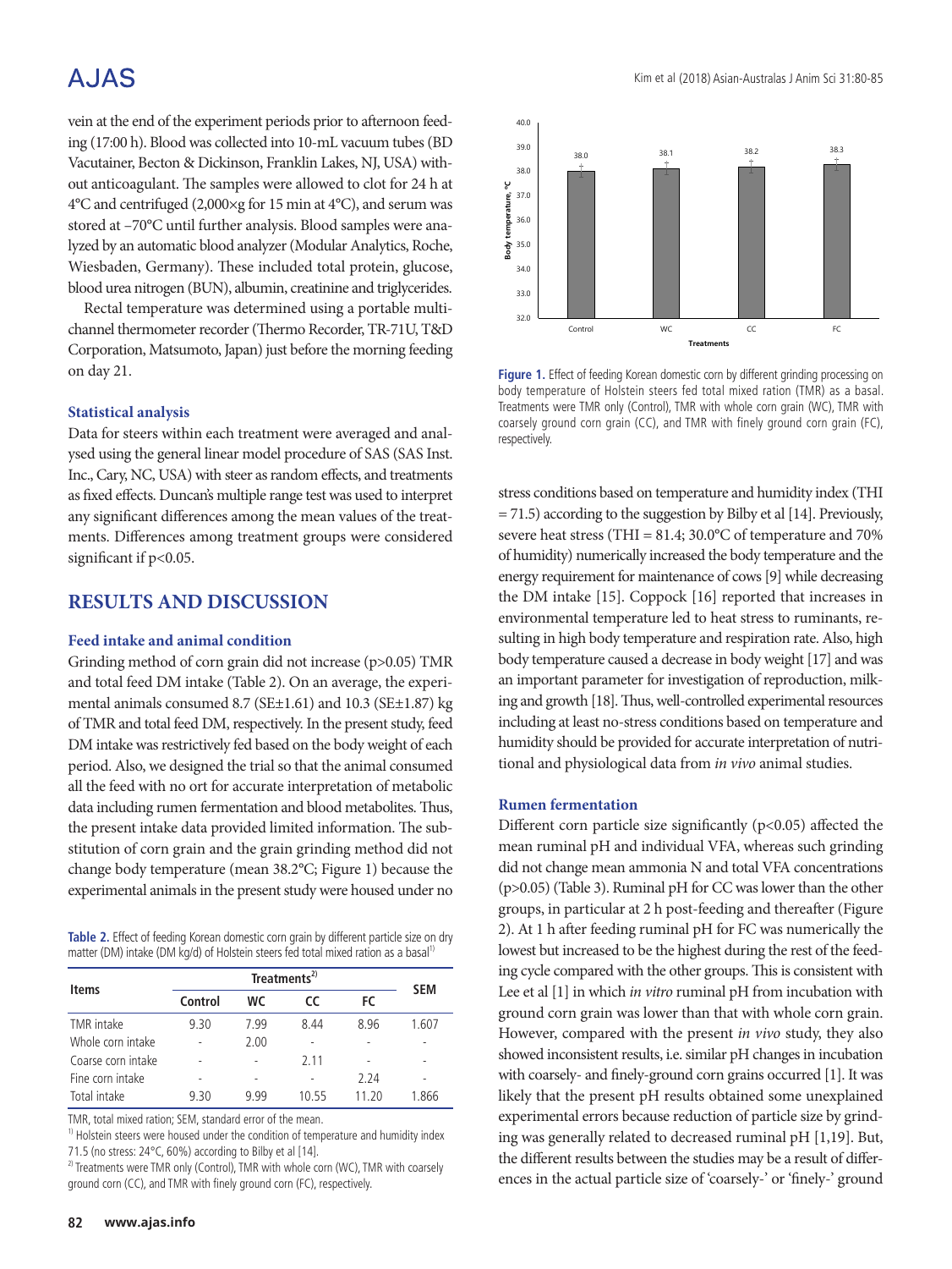vein at the end of the experiment periods prior to afternoon feeding (17:00 h). Blood was collected into 10-mL vacuum tubes (BD Vacutainer, Becton & Dickinson, Franklin Lakes, NJ, USA) without anticoagulant. The samples were allowed to clot for 24 h at 4°C and centrifuged (2,000×g for 15 min at 4°C), and serum was stored at –70°C until further analysis. Blood samples were analyzed by an automatic blood analyzer (Modular Analytics, Roche, Wiesbaden, Germany). These included total protein, glucose, blood urea nitrogen (BUN), albumin, creatinine and triglycerides.

Rectal temperature was determined using a portable multichannel thermometer recorder (Thermo Recorder, TR-71U, T&D Corporation, Matsumoto, Japan) just before the morning feeding on day 21.

### Statistical analysis

Data for steers within each treatment were averaged and analysed using the general linear model procedure of SAS (SAS Inst. Inc., Cary, NC, USA) with steer as random effects, and treatments as fixed effects. Duncan's multiple range test was used to interpret any significant differences among the mean values of the treatments. Differences among treatment groups were considered significant if $p<0.05$.

## RESULTS AND DISCUSSION

### Feed intake and animal condition

Grinding method of corn grain did not increase ($p>0.05$) TMR and total feed DM intake (Table 2). On an average, the experimental animals consumed 8.7 (SE±1.61) and 10.3 (SE±1.87) kg of TMR and total feed DM, respectively. In the present study, feed DM intake was restrictively fed based on the body weight of each period. Also, we designed the trial so that the animal consumed all the feed with no ort for accurate interpretation of metabolic data including rumen fermentation and blood metabolites. Thus, the present intake data provided limited information. The substitution of corn grain and the grain grinding method did not change body temperature (mean 38.2°C; Figure 1) because the experimental animals in the present study were housed under no stress conditions based on temperature and humidity index (THI = 71.5) according to the suggestion by Bilby et al [14]. Previously, severe heat stress (THI = 81.4; 30.0°C of temperature and 70% of humidity) numerically increased the body temperature and the energy requirement for maintenance of cows [9] while decreasing the DM intake [15]. Coppock [16] reported that increases in environmental temperature led to heat stress to ruminants, resulting in high body temperature and respiration rate. Also, high body temperature caused a decrease in body weight [17] and was an important parameter for investigation of reproduction, milking and growth [18]. Thus, well-controlled experimental resources including at least no-stress conditions based on temperature and humidity should be provided for accurate interpretation of nutritional and physiological data from *in vivo* animal studies.

**Table 2.** Effect of feeding Korean domestic corn grain by different particle size on dry matter (DM) intake (DM kg/d) of Holstein steers fed total mixed ration as a basal[1)]

| Items | Treatments[2)] | | | | SEM |
|---|---|---|---|---|---|
| | Control | WC | CC | FC | |
| TMR intake | 9.30 | 7.99 | 8.44 | 8.96 | 1.607 |
| Whole corn intake | - | 2.00 | - | - | - |
| Coarse corn intake | - | - | 2.11 | - | - |
| Fine corn intake | - | - | - | 2.24 | - |
| Total intake | 9.30 | 9.99 | 10.55 | 11.20 | 1.866 |

TMR, total mixed ration; SEM, standard error of the mean.
[1)] Holstein steers were housed under the condition of temperature and humidity index 71.5 (no stress: 24°C, 60%) according to Bilby et al [14].
[2)] Treatments were TMR only (Control), TMR with whole corn (WC), TMR with coarsely ground corn (CC), and TMR with finely ground corn (FC), respectively.

**Figure 1.** Effect of feeding Korean domestic corn by different grinding processing on body temperature of Holstein steers fed total mixed ration (TMR) as a basal. Treatments were TMR only (Control), TMR with whole corn grain (WC), TMR with coarsely ground corn grain (CC), and TMR with finely ground corn grain (FC), respectively.

### Rumen fermentation

Different corn particle size significantly ($p<0.05$) affected the mean ruminal pH and individual VFA, whereas such grinding did not change mean ammonia N and total VFA concentrations ($p>0.05$) (Table 3). Ruminal pH for CC was lower than the other groups, in particular at 2 h post-feeding and thereafter (Figure 2). At 1 h after feeding ruminal pH for FC was numerically the lowest but increased to be the highest during the rest of the feeding cycle compared with the other groups. This is consistent with Lee et al [1] in which *in vitro* ruminal pH from incubation with ground corn grain was lower than that with whole corn grain. However, compared with the present *in vivo* study, they also showed inconsistent results, i.e. similar pH changes in incubation with coarsely- and finely-ground corn grains occurred [1]. It was likely that the present pH results obtained some unexplained experimental errors because reduction of particle size by grinding was generally related to decreased ruminal pH [1,19]. But, the different results between the studies may be a result of differences in the actual particle size of 'coarsely-' or 'finely-' ground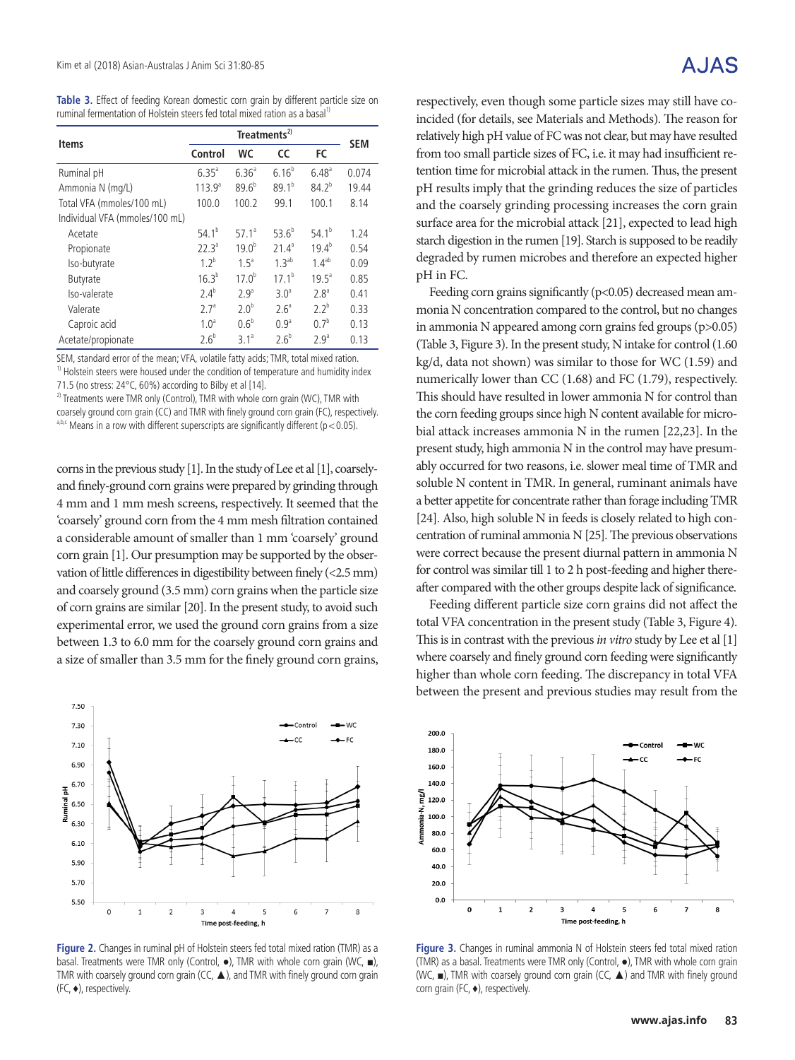**Table 3.** Effect of feeding Korean domestic corn grain by different particle size on ruminal fermentation of Holstein steers fed total mixed ration as a basal[1)]

| Items | Treatments[2)] | | | | SEM |
|---|---|---|---|---|---|
| | Control | WC | CC | FC | |
| Ruminal pH | 6.35[a] | 6.36[a] | 6.16[b] | 6.48[a] | 0.074 |
| Ammonia N (mg/L) | 113.9[a] | 89.6[b] | 89.1[b] | 84.2[b] | 19.44 |
| Total VFA (mmoles/100 mL) | 100.0 | 100.2 | 99.1 | 100.1 | 8.14 |
| Individual VFA (mmoles/100 mL) | | | | | |
| Acetate | 54.1[b] | 57.1[a] | 53.6[b] | 54.1[b] | 1.24 |
| Propionate | 22.3[a] | 19.0[b] | 21.4[a] | 19.4[b] | 0.54 |
| Iso-butyrate | 1.2[b] | 1.5[a] | 1.3[ab] | 1.4[ab] | 0.09 |
| Butyrate | 16.3[b] | 17.0[b] | 17.1[b] | 19.5[a] | 0.85 |
| Iso-valerate | 2.4[b] | 2.9[a] | 3.0[a] | 2.8[a] | 0.41 |
| Valerate | 2.7[a] | 2.0[b] | 2.6[a] | 2.2[b] | 0.33 |
| Caproic acid | 1.0[a] | 0.6[b] | 0.9[a] | 0.7[b] | 0.13 |
| Acetate/propionate | 2.6[b] | 3.1[a] | 2.6[b] | 2.9[a] | 0.13 |

SEM, standard error of the mean; VFA, volatile fatty acids; TMR, total mixed ration.
[1)] Holstein steers were housed under the condition of temperature and humidity index 71.5 (no stress: 24°C, 60%) according to Bilby et al [14].
[2)] Treatments were TMR only (Control), TMR with whole corn grain (WC), TMR with coarsely ground corn grain (CC) and TMR with finely ground corn grain (FC), respectively.
[a,b,c] Means in a row with different superscripts are significantly different ($p < 0.05$).

corns in the previous study [1]. In the study of Lee et al [1], coarsely- and finely-ground corn grains were prepared by grinding through 4 mm and 1 mm mesh screens, respectively. It seemed that the 'coarsely' ground corn from the 4 mm mesh filtration contained a considerable amount of smaller than 1 mm 'coarsely' ground corn grain [1]. Our presumption may be supported by the observation of little differences in digestibility between finely (<2.5 mm) and coarsely ground (3.5 mm) corn grains when the particle size of corn grains are similar [20]. In the present study, to avoid such experimental error, we used the ground corn grains from a size between 1.3 to 6.0 mm for the coarsely ground corn grains and a size of smaller than 3.5 mm for the finely ground corn grains, respectively, even though some particle sizes may still have coincided (for details, see Materials and Methods). The reason for relatively high pH value of FC was not clear, but may have resulted from too small particle sizes of FC, i.e. it may had insufficient retention time for microbial attack in the rumen. Thus, the present pH results imply that the grinding reduces the size of particles and the coarsely grinding processing increases the corn grain surface area for the microbial attack [21], expected to lead high starch digestion in the rumen [19]. Starch is supposed to be readily degraded by rumen microbes and therefore an expected higher pH in FC.

Feeding corn grains significantly ($p<0.05$) decreased mean ammonia N concentration compared to the control, but no changes in ammonia N appeared among corn grains fed groups ($p>0.05$) (Table 3, Figure 3). In the present study, N intake for control (1.60 kg/d, data not shown) was similar to those for WC (1.59) and numerically lower than CC (1.68) and FC (1.79), respectively. This should have resulted in lower ammonia N for control than the corn feeding groups since high N content available for microbial attack increases ammonia N in the rumen [22,23]. In the present study, high ammonia N in the control may have presumably occurred for two reasons, i.e. slower meal time of TMR and soluble N content in TMR. In general, ruminant animals have a better appetite for concentrate rather than forage including TMR [24]. Also, high soluble N in feeds is closely related to high concentration of ruminal ammonia N [25]. The previous observations were correct because the present diurnal pattern in ammonia N for control was similar till 1 to 2 h post-feeding and higher thereafter compared with the other groups despite lack of significance.

Feeding different particle size corn grains did not affect the total VFA concentration in the present study (Table 3, Figure 4). This is in contrast with the previous *in vitro* study by Lee et al [1] where coarsely and finely ground corn feeding were significantly higher than whole corn feeding. The discrepancy in total VFA between the present and previous studies may result from the

**Figure 2.** Changes in ruminal pH of Holstein steers fed total mixed ration (TMR) as a basal. Treatments were TMR only (Control, ●), TMR with whole corn grain (WC, ■), TMR with coarsely ground corn grain (CC, ▲), and TMR with finely ground corn grain (FC, ♦), respectively.

**Figure 3.** Changes in ruminal ammonia N of Holstein steers fed total mixed ration (TMR) as a basal. Treatments were TMR only (Control, ●), TMR with whole corn grain (WC, ■), TMR with coarsely ground corn grain (CC, ▲) and TMR with finely ground corn grain (FC, ♦), respectively.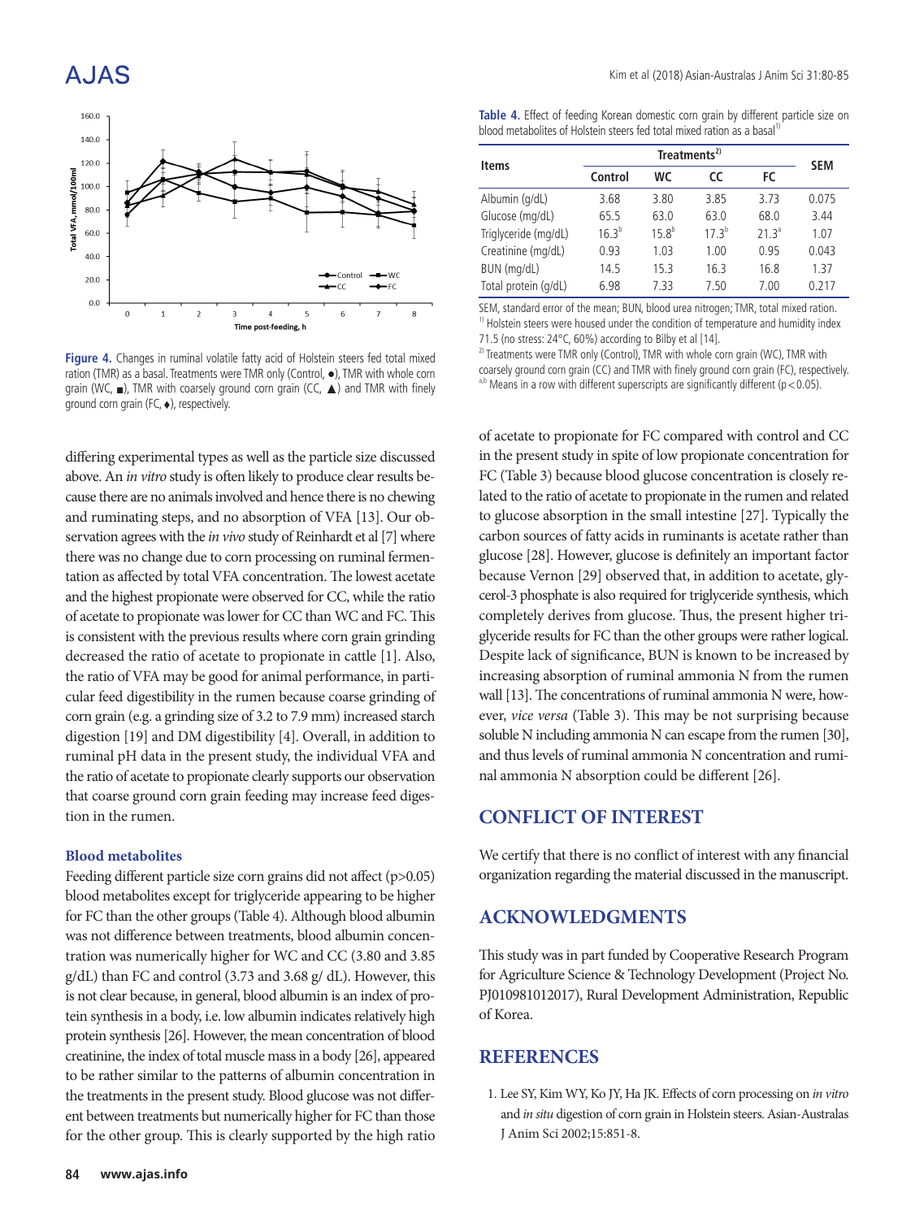Figure 4. Changes in ruminal volatile fatty acid of Holstein steers fed total mixed ration (TMR) as a basal. Treatments were TMR only (Control, ●), TMR with whole corn grain (WC, ■), TMR with coarsely ground corn grain (CC, ▲) and TMR with finely ground corn grain (FC, ♦), respectively.

differing experimental types as well as the particle size discussed above. An *in vitro* study is often likely to produce clear results because there are no animals involved and hence there is no chewing and ruminating steps, and no absorption of VFA [13]. Our observation agrees with the *in vivo* study of Reinhardt et al [7] where there was no change due to corn processing on ruminal fermentation as affected by total VFA concentration. The lowest acetate and the highest propionate were observed for CC, while the ratio of acetate to propionate was lower for CC than WC and FC. This is consistent with the previous results where corn grain grinding decreased the ratio of acetate to propionate in cattle [1]. Also, the ratio of VFA may be good for animal performance, in particular feed digestibility in the rumen because coarse grinding of corn grain (e.g. a grinding size of 3.2 to 7.9 mm) increased starch digestion [19] and DM digestibility [4]. Overall, in addition to ruminal pH data in the present study, the individual VFA and the ratio of acetate to propionate clearly supports our observation that coarse ground corn grain feeding may increase feed digestion in the rumen.

### Blood metabolites

Feeding different particle size corn grains did not affect ($p>0.05$) blood metabolites except for triglyceride appearing to be higher for FC than the other groups (Table 4). Although blood albumin was not difference between treatments, blood albumin concentration was numerically higher for WC and CC (3.80 and 3.85 g/dL) than FC and control (3.73 and 3.68 g/ dL). However, this is not clear because, in general, blood albumin is an index of protein synthesis in a body, i.e. low albumin indicates relatively high protein synthesis [26]. However, the mean concentration of blood creatinine, the index of total muscle mass in a body [26], appeared to be rather similar to the patterns of albumin concentration in the treatments in the present study. Blood glucose was not different between treatments but numerically higher for FC than those for the other group. This is clearly supported by the high ratio

Table 4. Effect of feeding Korean domestic corn grain by different particle size on blood metabolites of Holstein steers fed total mixed ration as a basal[1)]

| Items | Treatments[2)] | | | | SEM |
|---|---|---|---|---|---|
| | Control | WC | CC | FC | |
| Albumin (g/dL) | 3.68 | 3.80 | 3.85 | 3.73 | 0.075 |
| Glucose (mg/dL) | 65.5 | 63.0 | 63.0 | 68.0 | 3.44 |
| Triglyceride (mg/dL) | 16.3[b] | 15.8[b] | 17.3[b] | 21.3[a] | 1.07 |
| Creatinine (mg/dL) | 0.93 | 1.03 | 1.00 | 0.95 | 0.043 |
| BUN (mg/dL) | 14.5 | 15.3 | 16.3 | 16.8 | 1.37 |
| Total protein (g/dL) | 6.98 | 7.33 | 7.50 | 7.00 | 0.217 |

SEM, standard error of the mean; BUN, blood urea nitrogen; TMR, total mixed ration.
[1)] Holstein steers were housed under the condition of temperature and humidity index 71.5 (no stress: 24°C, 60%) according to Bilby et al [14].
[2)] Treatments were TMR only (Control), TMR with whole corn grain (WC), TMR with coarsely ground corn grain (CC) and TMR with finely ground corn grain (FC), respectively.
[a,b] Means in a row with different superscripts are significantly different ($p<0.05$).

of acetate to propionate for FC compared with control and CC in the present study in spite of low propionate concentration for FC (Table 3) because blood glucose concentration is closely related to the ratio of acetate to propionate in the rumen and related to glucose absorption in the small intestine [27]. Typically the carbon sources of fatty acids in ruminants is acetate rather than glucose [28]. However, glucose is definitely an important factor because Vernon [29] observed that, in addition to acetate, glycerol-3 phosphate is also required for triglyceride synthesis, which completely derives from glucose. Thus, the present higher triglyceride results for FC than the other groups were rather logical. Despite lack of significance, BUN is known to be increased by increasing absorption of ruminal ammonia N from the rumen wall [13]. The concentrations of ruminal ammonia N were, however, *vice versa* (Table 3). This may be not surprising because soluble N including ammonia N can escape from the rumen [30], and thus levels of ruminal ammonia N concentration and ruminal ammonia N absorption could be different [26].

## CONFLICT OF INTEREST

We certify that there is no conflict of interest with any financial organization regarding the material discussed in the manuscript.

## ACKNOWLEDGMENTS

This study was in part funded by Cooperative Research Program for Agriculture Science & Technology Development (Project No. PJ010981012017), Rural Development Administration, Republic of Korea.

## REFERENCES

1. Lee SY, Kim WY, Ko JY, Ha JK. Effects of corn processing on *in vitro* and *in situ* digestion of corn grain in Holstein steers. Asian-Australas J Anim Sci 2002;15:851-8.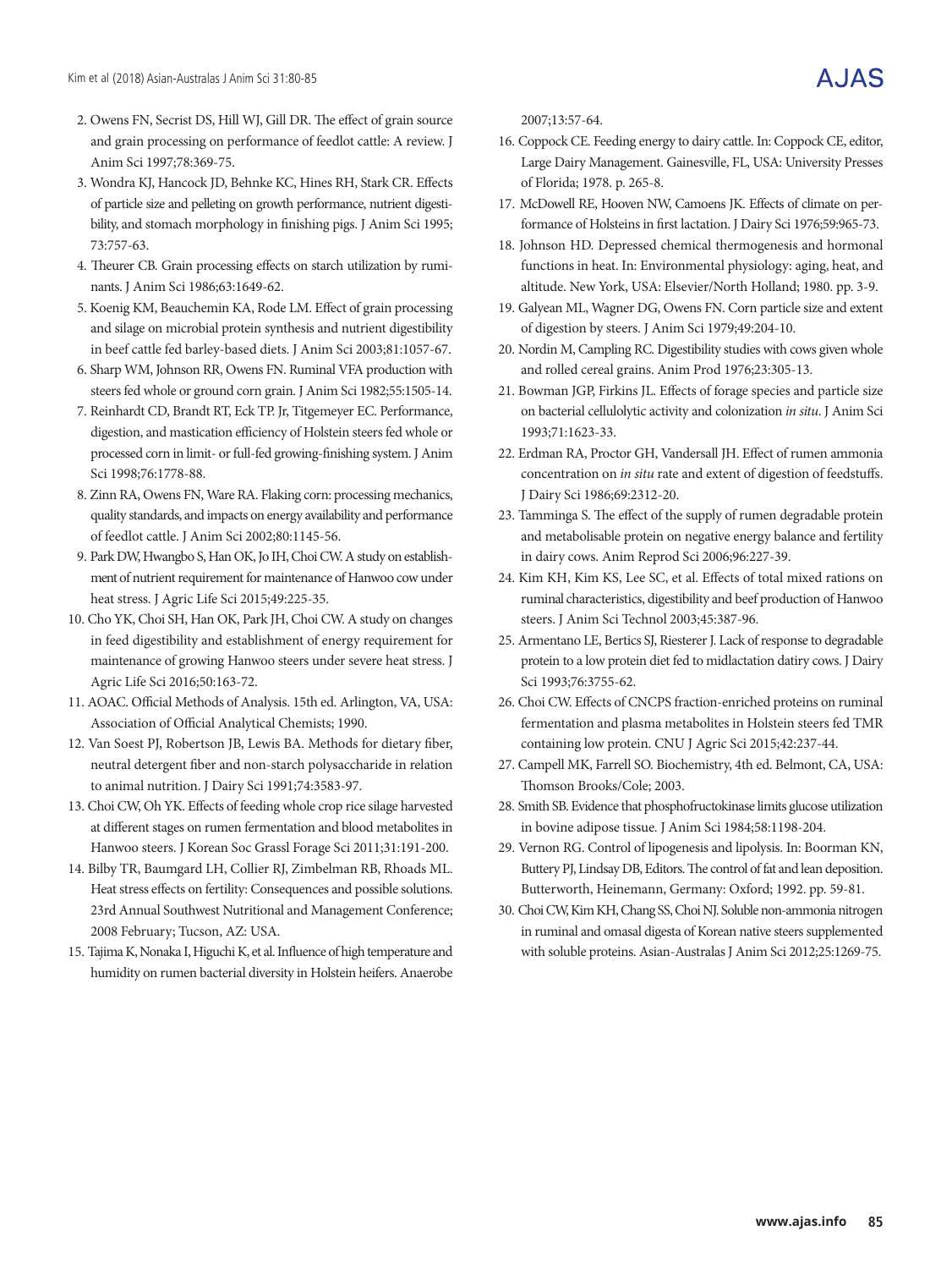2. Owens FN, Secrist DS, Hill WJ, Gill DR. The effect of grain source and grain processing on performance of feedlot cattle: A review. J Anim Sci 1997;78:369-75.
3. Wondra KJ, Hancock JD, Behnke KC, Hines RH, Stark CR. Effects of particle size and pelleting on growth performance, nutrient digestibility, and stomach morphology in finishing pigs. J Anim Sci 1995; 73:757-63.
4. Theurer CB. Grain processing effects on starch utilization by ruminants. J Anim Sci 1986;63:1649-62.
5. Koenig KM, Beauchemin KA, Rode LM. Effect of grain processing and silage on microbial protein synthesis and nutrient digestibility in beef cattle fed barley-based diets. J Anim Sci 2003;81:1057-67.
6. Sharp WM, Johnson RR, Owens FN. Ruminal VFA production with steers fed whole or ground corn grain. J Anim Sci 1982;55:1505-14.
7. Reinhardt CD, Brandt RT, Eck TP. Jr, Titgemeyer EC. Performance, digestion, and mastication efficiency of Holstein steers fed whole or processed corn in limit- or full-fed growing-finishing system. J Anim Sci 1998;76:1778-88.
8. Zinn RA, Owens FN, Ware RA. Flaking corn: processing mechanics, quality standards, and impacts on energy availability and performance of feedlot cattle. J Anim Sci 2002;80:1145-56.
9. Park DW, Hwangbo S, Han OK, Jo IH, Choi CW. A study on establishment of nutrient requirement for maintenance of Hanwoo cow under heat stress. J Agric Life Sci 2015;49:225-35.
10. Cho YK, Choi SH, Han OK, Park JH, Choi CW. A study on changes in feed digestibility and establishment of energy requirement for maintenance of growing Hanwoo steers under severe heat stress. J Agric Life Sci 2016;50:163-72.
11. AOAC. Official Methods of Analysis. 15th ed. Arlington, VA, USA: Association of Official Analytical Chemists; 1990.
12. Van Soest PJ, Robertson JB, Lewis BA. Methods for dietary fiber, neutral detergent fiber and non-starch polysaccharide in relation to animal nutrition. J Dairy Sci 1991;74:3583-97.
13. Choi CW, Oh YK. Effects of feeding whole crop rice silage harvested at different stages on rumen fermentation and blood metabolites in Hanwoo steers. J Korean Soc Grassl Forage Sci 2011;31:191-200.
14. Bilby TR, Baumgard LH, Collier RJ, Zimbelman RB, Rhoads ML. Heat stress effects on fertility: Consequences and possible solutions. 23rd Annual Southwest Nutritional and Management Conference; 2008 February; Tucson, AZ: USA.
15. Tajima K, Nonaka I, Higuchi K, et al. Influence of high temperature and humidity on rumen bacterial diversity in Holstein heifers. Anaerobe 2007;13:57-64.
16. Coppock CE. Feeding energy to dairy cattle. In: Coppock CE, editor, Large Dairy Management. Gainesville, FL, USA: University Presses of Florida; 1978. p. 265-8.
17. McDowell RE, Hooven NW, Camoens JK. Effects of climate on performance of Holsteins in first lactation. J Dairy Sci 1976;59:965-73.
18. Johnson HD. Depressed chemical thermogenesis and hormonal functions in heat. In: Environmental physiology: aging, heat, and altitude. New York, USA: Elsevier/North Holland; 1980. pp. 3-9.
19. Galyean ML, Wagner DG, Owens FN. Corn particle size and extent of digestion by steers. J Anim Sci 1979;49:204-10.
20. Nordin M, Campling RC. Digestibility studies with cows given whole and rolled cereal grains. Anim Prod 1976;23:305-13.
21. Bowman JGP, Firkins JL. Effects of forage species and particle size on bacterial cellulolytic activity and colonization *in situ*. J Anim Sci 1993;71:1623-33.
22. Erdman RA, Proctor GH, Vandersall JH. Effect of rumen ammonia concentration on *in situ* rate and extent of digestion of feedstuffs. J Dairy Sci 1986;69:2312-20.
23. Tamminga S. The effect of the supply of rumen degradable protein and metabolisable protein on negative energy balance and fertility in dairy cows. Anim Reprod Sci 2006;96:227-39.
24. Kim KH, Kim KS, Lee SC, et al. Effects of total mixed rations on ruminal characteristics, digestibility and beef production of Hanwoo steers. J Anim Sci Technol 2003;45:387-96.
25. Armentano LE, Bertics SJ, Riesterer J. Lack of response to degradable protein to a low protein diet fed to midlactation datiry cows. J Dairy Sci 1993;76:3755-62.
26. Choi CW. Effects of CNCPS fraction-enriched proteins on ruminal fermentation and plasma metabolites in Holstein steers fed TMR containing low protein. CNU J Agric Sci 2015;42:237-44.
27. Campell MK, Farrell SO. Biochemistry, 4th ed. Belmont, CA, USA: Thomson Brooks/Cole; 2003.
28. Smith SB. Evidence that phosphofructokinase limits glucose utilization in bovine adipose tissue. J Anim Sci 1984;58:1198-204.
29. Vernon RG. Control of lipogenesis and lipolysis. In: Boorman KN, Buttery PJ, Lindsay DB, Editors. The control of fat and lean deposition. Butterworth, Heinemann, Germany: Oxford; 1992. pp. 59-81.
30. Choi CW, Kim KH, Chang SS, Choi NJ. Soluble non-ammonia nitrogen in ruminal and omasal digesta of Korean native steers supplemented with soluble proteins. Asian-Australas J Anim Sci 2012;25:1269-75.